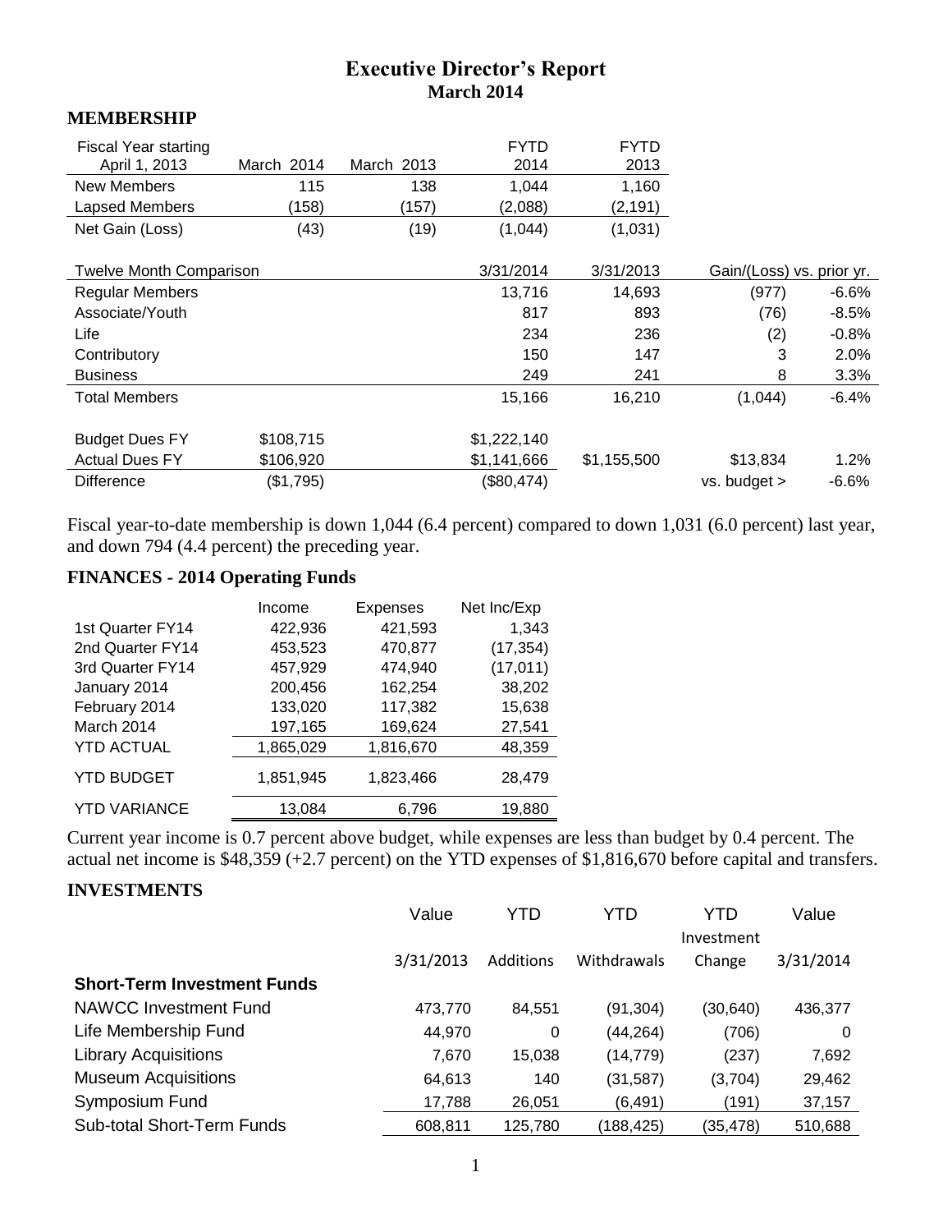# Executive Director's Report
## March 2014

### MEMBERSHIP

| Fiscal Year starting April 1, 2013 | March 2014 | March 2013 | FYTD 2014 | FYTD 2013 |
|---|---|---|---|---|
| New Members | 115 | 138 | 1,044 | 1,160 |
| Lapsed Members | (158) | (157) | (2,088) | (2,191) |
| Net Gain (Loss) | (43) | (19) | (1,044) | (1,031) |

| Twelve Month Comparison | | 3/31/2014 | 3/31/2013 | Gain/(Loss) vs. prior yr. | |
|---|---|---|---|---|---|
| Regular Members | | 13,716 | 14,693 | (977) | -6.6% |
| Associate/Youth | | 817 | 893 | (76) | -8.5% |
| Life | | 234 | 236 | (2) | -0.8% |
| Contributory | | 150 | 147 | 3 | 2.0% |
| Business | | 249 | 241 | 8 | 3.3% |
| Total Members | | 15,166 | 16,210 | (1,044) | -6.4% |
| | | | | | |
| Budget Dues FY | $108,715 | $1,222,140 | | | |
| Actual Dues FY | $106,920 | $1,141,666 | $1,155,500 | $13,834 | 1.2% |
| Difference | ($1,795) | ($80,474) | | vs. budget > | -6.6% |

Fiscal year-to-date membership is down 1,044 (6.4 percent) compared to down 1,031 (6.0 percent) last year, and down 794 (4.4 percent) the preceding year.

### FINANCES - 2014 Operating Funds

| | Income | Expenses | Net Inc/Exp |
|---|---|---|---|
| 1st Quarter FY14 | 422,936 | 421,593 | 1,343 |
| 2nd Quarter FY14 | 453,523 | 470,877 | (17,354) |
| 3rd Quarter FY14 | 457,929 | 474,940 | (17,011) |
| January 2014 | 200,456 | 162,254 | 38,202 |
| February 2014 | 133,020 | 117,382 | 15,638 |
| March 2014 | 197,165 | 169,624 | 27,541 |
| YTD ACTUAL | 1,865,029 | 1,816,670 | 48,359 |
| YTD BUDGET | 1,851,945 | 1,823,466 | 28,479 |
| YTD VARIANCE | 13,084 | 6,796 | 19,880 |

Current year income is 0.7 percent above budget, while expenses are less than budget by 0.4 percent. The actual net income is $48,359 (+2.7 percent) on the YTD expenses of $1,816,670 before capital and transfers.

### INVESTMENTS

| | Value 3/31/2013 | YTD Additions | YTD Withdrawals | YTD Investment Change | Value 3/31/2014 |
|---|---|---|---|---|---|
| **Short-Term Investment Funds** | | | | | |
| NAWCC Investment Fund | 473,770 | 84,551 | (91,304) | (30,640) | 436,377 |
| Life Membership Fund | 44,970 | 0 | (44,264) | (706) | 0 |
| Library Acquisitions | 7,670 | 15,038 | (14,779) | (237) | 7,692 |
| Museum Acquisitions | 64,613 | 140 | (31,587) | (3,704) | 29,462 |
| Symposium Fund | 17,788 | 26,051 | (6,491) | (191) | 37,157 |
| Sub-total Short-Term Funds | 608,811 | 125,780 | (188,425) | (35,478) | 510,688 |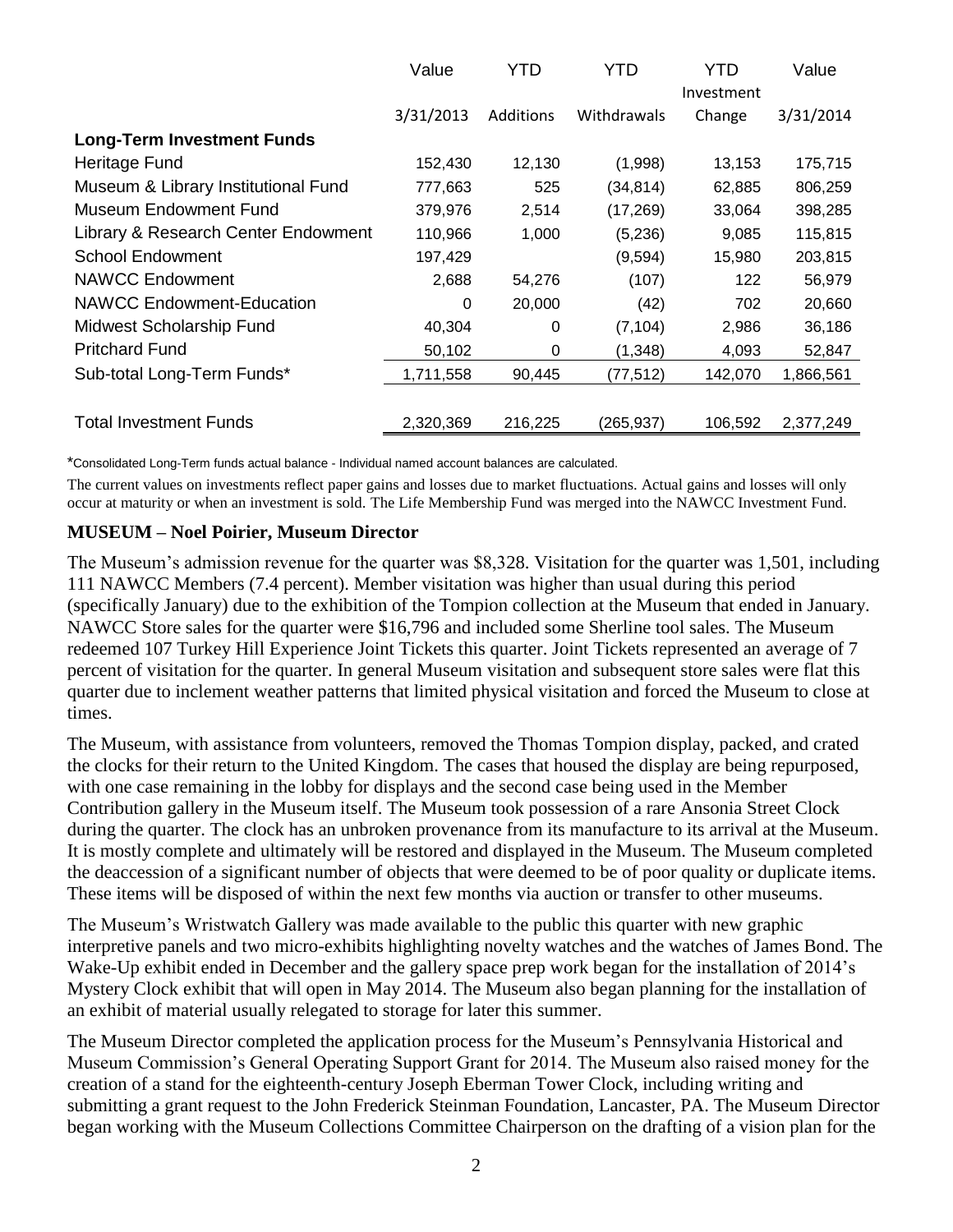| | Value 3/31/2013 | YTD Additions | YTD Withdrawals | YTD Investment Change | Value 3/31/2014 |
|---|---|---|---|---|---|
| **Long-Term Investment Funds** | | | | | |
| Heritage Fund | 152,430 | 12,130 | (1,998) | 13,153 | 175,715 |
| Museum & Library Institutional Fund | 777,663 | 525 | (34,814) | 62,885 | 806,259 |
| Museum Endowment Fund | 379,976 | 2,514 | (17,269) | 33,064 | 398,285 |
| Library & Research Center Endowment | 110,966 | 1,000 | (5,236) | 9,085 | 115,815 |
| School Endowment | 197,429 | | (9,594) | 15,980 | 203,815 |
| NAWCC Endowment | 2,688 | 54,276 | (107) | 122 | 56,979 |
| NAWCC Endowment-Education | 0 | 20,000 | (42) | 702 | 20,660 |
| Midwest Scholarship Fund | 40,304 | 0 | (7,104) | 2,986 | 36,186 |
| Pritchard Fund | 50,102 | 0 | (1,348) | 4,093 | 52,847 |
| Sub-total Long-Term Funds* | 1,711,558 | 90,445 | (77,512) | 142,070 | 1,866,561 |
| | | | | | |
| Total Investment Funds | 2,320,369 | 216,225 | (265,937) | 106,592 | 2,377,249 |

*Consolidated Long-Term funds actual balance - Individual named account balances are calculated.

The current values on investments reflect paper gains and losses due to market fluctuations. Actual gains and losses will only occur at maturity or when an investment is sold. The Life Membership Fund was merged into the NAWCC Investment Fund.

**MUSEUM – Noel Poirier, Museum Director**

The Museum's admission revenue for the quarter was $8,328. Visitation for the quarter was 1,501, including 111 NAWCC Members (7.4 percent). Member visitation was higher than usual during this period (specifically January) due to the exhibition of the Tompion collection at the Museum that ended in January. NAWCC Store sales for the quarter were $16,796 and included some Sherline tool sales. The Museum redeemed 107 Turkey Hill Experience Joint Tickets this quarter. Joint Tickets represented an average of 7 percent of visitation for the quarter. In general Museum visitation and subsequent store sales were flat this quarter due to inclement weather patterns that limited physical visitation and forced the Museum to close at times.

The Museum, with assistance from volunteers, removed the Thomas Tompion display, packed, and crated the clocks for their return to the United Kingdom. The cases that housed the display are being repurposed, with one case remaining in the lobby for displays and the second case being used in the Member Contribution gallery in the Museum itself. The Museum took possession of a rare Ansonia Street Clock during the quarter. The clock has an unbroken provenance from its manufacture to its arrival at the Museum. It is mostly complete and ultimately will be restored and displayed in the Museum. The Museum completed the deaccession of a significant number of objects that were deemed to be of poor quality or duplicate items. These items will be disposed of within the next few months via auction or transfer to other museums.

The Museum's Wristwatch Gallery was made available to the public this quarter with new graphic interpretive panels and two micro-exhibits highlighting novelty watches and the watches of James Bond. The Wake-Up exhibit ended in December and the gallery space prep work began for the installation of 2014's Mystery Clock exhibit that will open in May 2014. The Museum also began planning for the installation of an exhibit of material usually relegated to storage for later this summer.

The Museum Director completed the application process for the Museum's Pennsylvania Historical and Museum Commission's General Operating Support Grant for 2014. The Museum also raised money for the creation of a stand for the eighteenth-century Joseph Eberman Tower Clock, including writing and submitting a grant request to the John Frederick Steinman Foundation, Lancaster, PA. The Museum Director began working with the Museum Collections Committee Chairperson on the drafting of a vision plan for the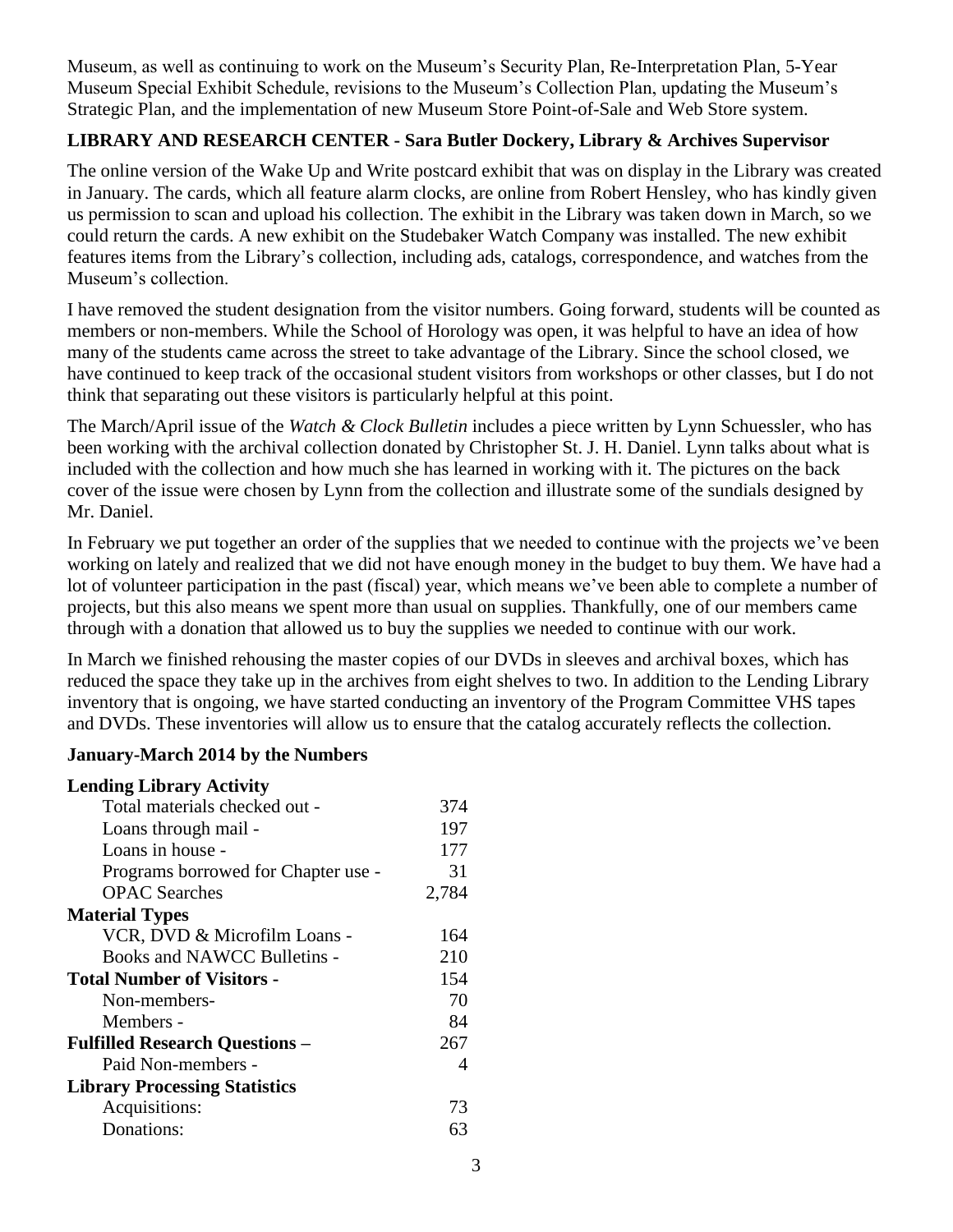Museum, as well as continuing to work on the Museum's Security Plan, Re-Interpretation Plan, 5-Year Museum Special Exhibit Schedule, revisions to the Museum's Collection Plan, updating the Museum's Strategic Plan, and the implementation of new Museum Store Point-of-Sale and Web Store system.

## LIBRARY AND RESEARCH CENTER - Sara Butler Dockery, Library & Archives Supervisor

The online version of the Wake Up and Write postcard exhibit that was on display in the Library was created in January. The cards, which all feature alarm clocks, are online from Robert Hensley, who has kindly given us permission to scan and upload his collection. The exhibit in the Library was taken down in March, so we could return the cards. A new exhibit on the Studebaker Watch Company was installed. The new exhibit features items from the Library's collection, including ads, catalogs, correspondence, and watches from the Museum's collection.

I have removed the student designation from the visitor numbers. Going forward, students will be counted as members or non-members. While the School of Horology was open, it was helpful to have an idea of how many of the students came across the street to take advantage of the Library. Since the school closed, we have continued to keep track of the occasional student visitors from workshops or other classes, but I do not think that separating out these visitors is particularly helpful at this point.

The March/April issue of the *Watch & Clock Bulletin* includes a piece written by Lynn Schuessler, who has been working with the archival collection donated by Christopher St. J. H. Daniel. Lynn talks about what is included with the collection and how much she has learned in working with it. The pictures on the back cover of the issue were chosen by Lynn from the collection and illustrate some of the sundials designed by Mr. Daniel.

In February we put together an order of the supplies that we needed to continue with the projects we've been working on lately and realized that we did not have enough money in the budget to buy them. We have had a lot of volunteer participation in the past (fiscal) year, which means we've been able to complete a number of projects, but this also means we spent more than usual on supplies. Thankfully, one of our members came through with a donation that allowed us to buy the supplies we needed to continue with our work.

In March we finished rehousing the master copies of our DVDs in sleeves and archival boxes, which has reduced the space they take up in the archives from eight shelves to two. In addition to the Lending Library inventory that is ongoing, we have started conducting an inventory of the Program Committee VHS tapes and DVDs. These inventories will allow us to ensure that the catalog accurately reflects the collection.

### January-March 2014 by the Numbers

| | |
|---|---|
| **Lending Library Activity** | |
| Total materials checked out - | 374 |
| Loans through mail - | 197 |
| Loans in house - | 177 |
| Programs borrowed for Chapter use - | 31 |
| OPAC Searches | 2,784 |
| **Material Types** | |
| VCR, DVD & Microfilm Loans - | 164 |
| Books and NAWCC Bulletins - | 210 |
| **Total Number of Visitors -** | 154 |
| Non-members- | 70 |
| Members - | 84 |
| **Fulfilled Research Questions –** | 267 |
| Paid Non-members - | 4 |
| **Library Processing Statistics** | |
| Acquisitions: | 73 |
| Donations: | 63 |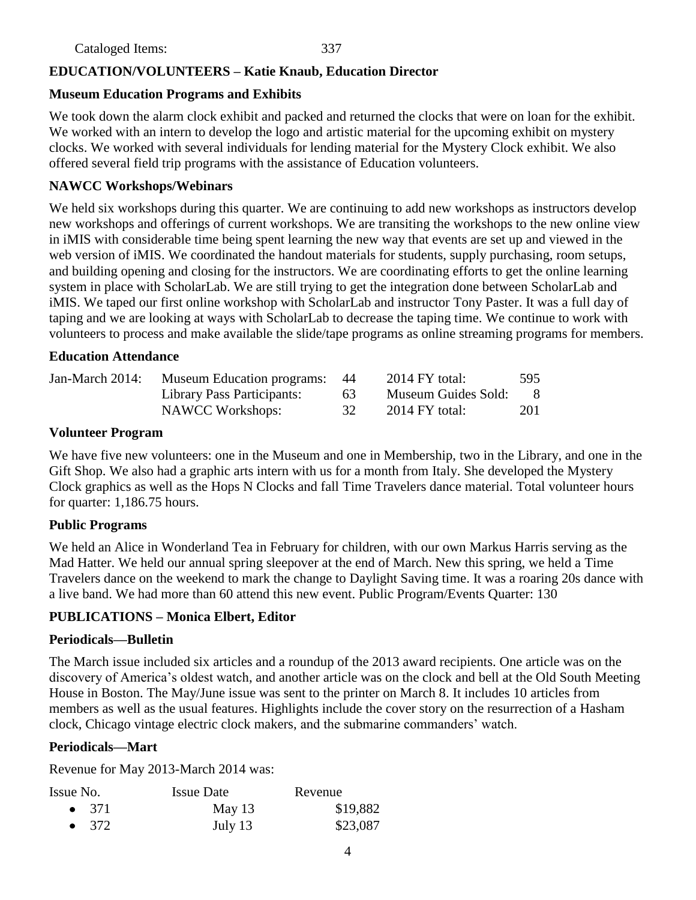Cataloged Items: 337

**EDUCATION/VOLUNTEERS – Katie Knaub, Education Director**

**Museum Education Programs and Exhibits**

We took down the alarm clock exhibit and packed and returned the clocks that were on loan for the exhibit. We worked with an intern to develop the logo and artistic material for the upcoming exhibit on mystery clocks. We worked with several individuals for lending material for the Mystery Clock exhibit. We also offered several field trip programs with the assistance of Education volunteers.

**NAWCC Workshops/Webinars**

We held six workshops during this quarter. We are continuing to add new workshops as instructors develop new workshops and offerings of current workshops. We are transiting the workshops to the new online view in iMIS with considerable time being spent learning the new way that events are set up and viewed in the web version of iMIS. We coordinated the handout materials for students, supply purchasing, room setups, and building opening and closing for the instructors. We are coordinating efforts to get the online learning system in place with ScholarLab. We are still trying to get the integration done between ScholarLab and iMIS. We taped our first online workshop with ScholarLab and instructor Tony Paster. It was a full day of taping and we are looking at ways with ScholarLab to decrease the taping time. We continue to work with volunteers to process and make available the slide/tape programs as online streaming programs for members.

**Education Attendance**

| | | | | |
|---|---|---|---|---|
| Jan-March 2014: | Museum Education programs: | 44 | 2014 FY total: | 595 |
| | Library Pass Participants: | 63 | Museum Guides Sold: | 8 |
| | NAWCC Workshops: | 32 | 2014 FY total: | 201 |

**Volunteer Program**

We have five new volunteers: one in the Museum and one in Membership, two in the Library, and one in the Gift Shop. We also had a graphic arts intern with us for a month from Italy. She developed the Mystery Clock graphics as well as the Hops N Clocks and fall Time Travelers dance material. Total volunteer hours for quarter: 1,186.75 hours.

**Public Programs**

We held an Alice in Wonderland Tea in February for children, with our own Markus Harris serving as the Mad Hatter. We held our annual spring sleepover at the end of March. New this spring, we held a Time Travelers dance on the weekend to mark the change to Daylight Saving time. It was a roaring 20s dance with a live band. We had more than 60 attend this new event. Public Program/Events Quarter: 130

**PUBLICATIONS – Monica Elbert, Editor**

**Periodicals—Bulletin**

The March issue included six articles and a roundup of the 2013 award recipients. One article was on the discovery of America's oldest watch, and another article was on the clock and bell at the Old South Meeting House in Boston. The May/June issue was sent to the printer on March 8. It includes 10 articles from members as well as the usual features. Highlights include the cover story on the resurrection of a Hasham clock, Chicago vintage electric clock makers, and the submarine commanders' watch.

**Periodicals—Mart**

Revenue for May 2013-March 2014 was:

| Issue No. | Issue Date | Revenue |
|---|---|---|
| • 371 | May 13 | $19,882 |
| • 372 | July 13 | $23,087 |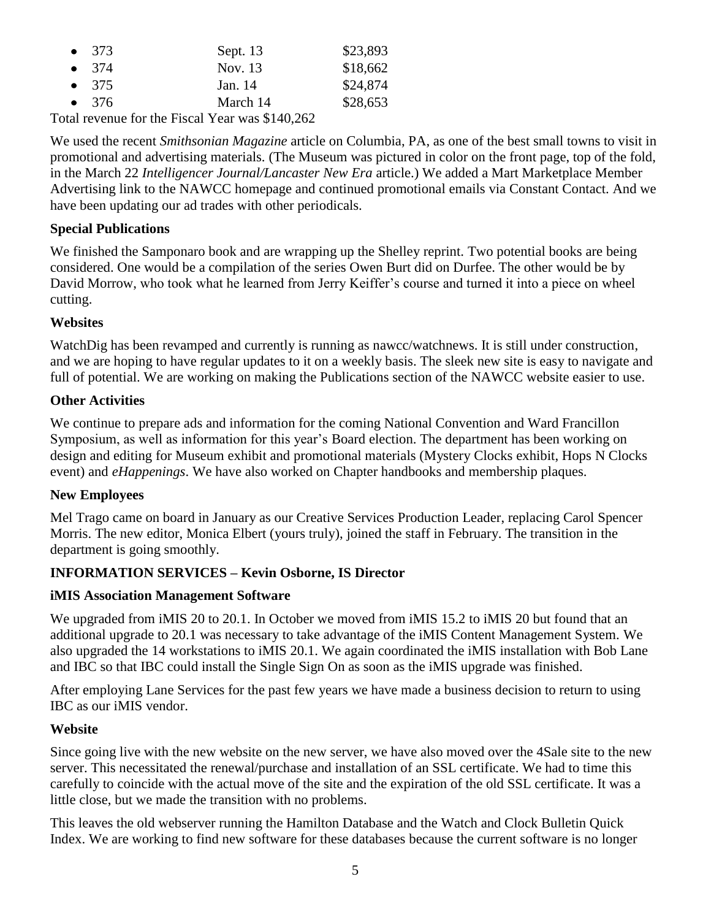- 373 Sept. 13 $23,893
- 374 Nov. 13 $18,662
- 375 Jan. 14 $24,874
- 376 March 14 $28,653

Total revenue for the Fiscal Year was $140,262

We used the recent *Smithsonian Magazine* article on Columbia, PA, as one of the best small towns to visit in promotional and advertising materials. (The Museum was pictured in color on the front page, top of the fold, in the March 22 *Intelligencer Journal/Lancaster New Era* article.) We added a Mart Marketplace Member Advertising link to the NAWCC homepage and continued promotional emails via Constant Contact. And we have been updating our ad trades with other periodicals.

**Special Publications**

We finished the Samponaro book and are wrapping up the Shelley reprint. Two potential books are being considered. One would be a compilation of the series Owen Burt did on Durfee. The other would be by David Morrow, who took what he learned from Jerry Keiffer's course and turned it into a piece on wheel cutting.

**Websites**

WatchDig has been revamped and currently is running as nawcc/watchnews. It is still under construction, and we are hoping to have regular updates to it on a weekly basis. The sleek new site is easy to navigate and full of potential. We are working on making the Publications section of the NAWCC website easier to use.

**Other Activities**

We continue to prepare ads and information for the coming National Convention and Ward Francillon Symposium, as well as information for this year's Board election. The department has been working on design and editing for Museum exhibit and promotional materials (Mystery Clocks exhibit, Hops N Clocks event) and *eHappenings*. We have also worked on Chapter handbooks and membership plaques.

**New Employees**

Mel Trago came on board in January as our Creative Services Production Leader, replacing Carol Spencer Morris. The new editor, Monica Elbert (yours truly), joined the staff in February. The transition in the department is going smoothly.

**INFORMATION SERVICES – Kevin Osborne, IS Director**

**iMIS Association Management Software**

We upgraded from iMIS 20 to 20.1. In October we moved from iMIS 15.2 to iMIS 20 but found that an additional upgrade to 20.1 was necessary to take advantage of the iMIS Content Management System. We also upgraded the 14 workstations to iMIS 20.1. We again coordinated the iMIS installation with Bob Lane and IBC so that IBC could install the Single Sign On as soon as the iMIS upgrade was finished.

After employing Lane Services for the past few years we have made a business decision to return to using IBC as our iMIS vendor.

**Website**

Since going live with the new website on the new server, we have also moved over the 4Sale site to the new server. This necessitated the renewal/purchase and installation of an SSL certificate. We had to time this carefully to coincide with the actual move of the site and the expiration of the old SSL certificate. It was a little close, but we made the transition with no problems.

This leaves the old webserver running the Hamilton Database and the Watch and Clock Bulletin Quick Index. We are working to find new software for these databases because the current software is no longer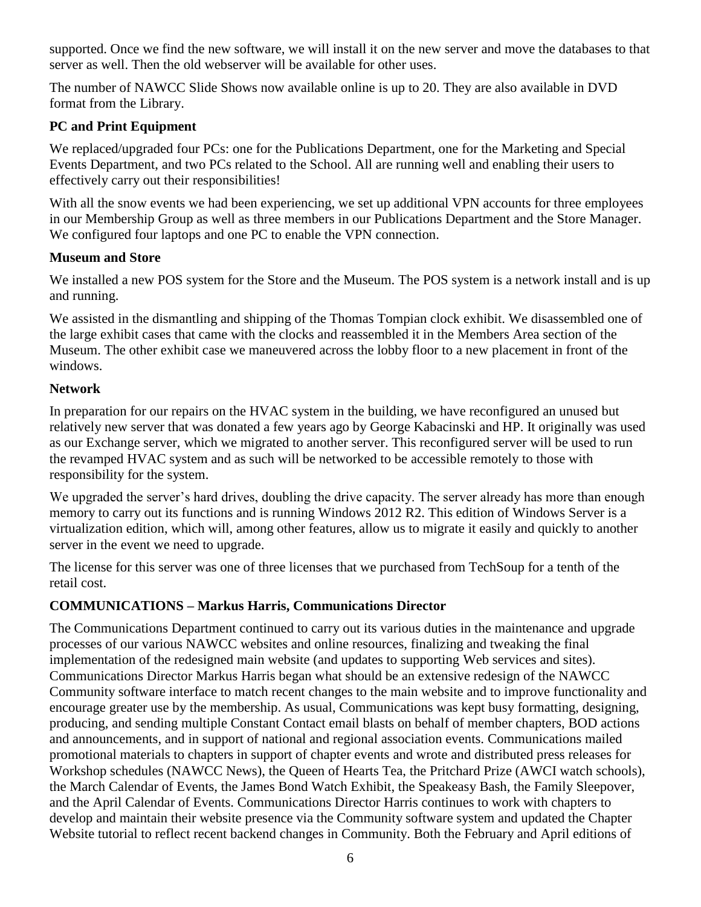supported. Once we find the new software, we will install it on the new server and move the databases to that server as well. Then the old webserver will be available for other uses.

The number of NAWCC Slide Shows now available online is up to 20. They are also available in DVD format from the Library.

**PC and Print Equipment**

We replaced/upgraded four PCs: one for the Publications Department, one for the Marketing and Special Events Department, and two PCs related to the School. All are running well and enabling their users to effectively carry out their responsibilities!

With all the snow events we had been experiencing, we set up additional VPN accounts for three employees in our Membership Group as well as three members in our Publications Department and the Store Manager. We configured four laptops and one PC to enable the VPN connection.

**Museum and Store**

We installed a new POS system for the Store and the Museum. The POS system is a network install and is up and running.

We assisted in the dismantling and shipping of the Thomas Tompian clock exhibit. We disassembled one of the large exhibit cases that came with the clocks and reassembled it in the Members Area section of the Museum. The other exhibit case we maneuvered across the lobby floor to a new placement in front of the windows.

**Network**

In preparation for our repairs on the HVAC system in the building, we have reconfigured an unused but relatively new server that was donated a few years ago by George Kabacinski and HP. It originally was used as our Exchange server, which we migrated to another server. This reconfigured server will be used to run the revamped HVAC system and as such will be networked to be accessible remotely to those with responsibility for the system.

We upgraded the server's hard drives, doubling the drive capacity. The server already has more than enough memory to carry out its functions and is running Windows 2012 R2. This edition of Windows Server is a virtualization edition, which will, among other features, allow us to migrate it easily and quickly to another server in the event we need to upgrade.

The license for this server was one of three licenses that we purchased from TechSoup for a tenth of the retail cost.

**COMMUNICATIONS – Markus Harris, Communications Director**

The Communications Department continued to carry out its various duties in the maintenance and upgrade processes of our various NAWCC websites and online resources, finalizing and tweaking the final implementation of the redesigned main website (and updates to supporting Web services and sites). Communications Director Markus Harris began what should be an extensive redesign of the NAWCC Community software interface to match recent changes to the main website and to improve functionality and encourage greater use by the membership. As usual, Communications was kept busy formatting, designing, producing, and sending multiple Constant Contact email blasts on behalf of member chapters, BOD actions and announcements, and in support of national and regional association events. Communications mailed promotional materials to chapters in support of chapter events and wrote and distributed press releases for Workshop schedules (NAWCC News), the Queen of Hearts Tea, the Pritchard Prize (AWCI watch schools), the March Calendar of Events, the James Bond Watch Exhibit, the Speakeasy Bash, the Family Sleepover, and the April Calendar of Events. Communications Director Harris continues to work with chapters to develop and maintain their website presence via the Community software system and updated the Chapter Website tutorial to reflect recent backend changes in Community. Both the February and April editions of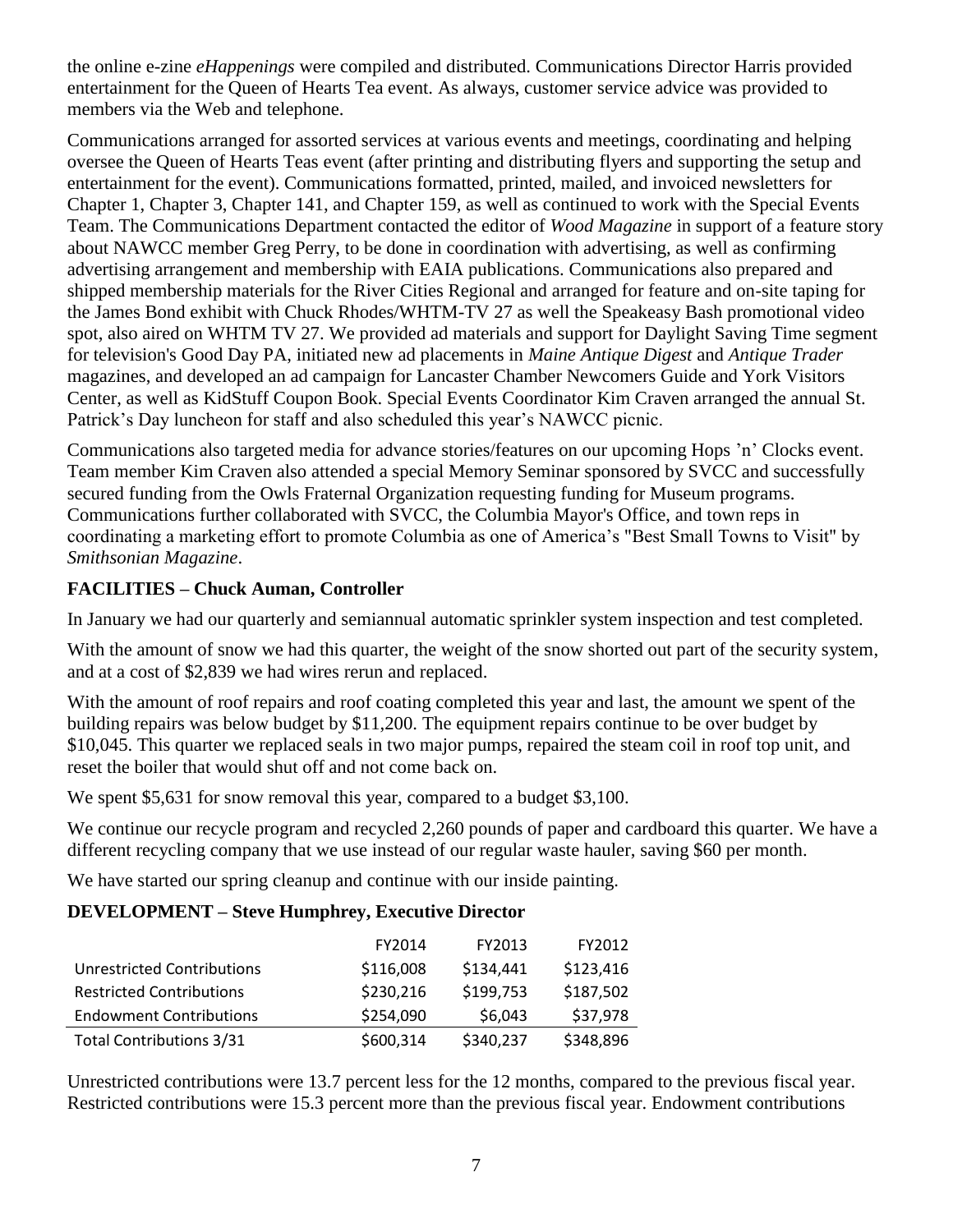the online e-zine *eHappenings* were compiled and distributed. Communications Director Harris provided entertainment for the Queen of Hearts Tea event. As always, customer service advice was provided to members via the Web and telephone.

Communications arranged for assorted services at various events and meetings, coordinating and helping oversee the Queen of Hearts Teas event (after printing and distributing flyers and supporting the setup and entertainment for the event). Communications formatted, printed, mailed, and invoiced newsletters for Chapter 1, Chapter 3, Chapter 141, and Chapter 159, as well as continued to work with the Special Events Team. The Communications Department contacted the editor of *Wood Magazine* in support of a feature story about NAWCC member Greg Perry, to be done in coordination with advertising, as well as confirming advertising arrangement and membership with EAIA publications. Communications also prepared and shipped membership materials for the River Cities Regional and arranged for feature and on-site taping for the James Bond exhibit with Chuck Rhodes/WHTM-TV 27 as well the Speakeasy Bash promotional video spot, also aired on WHTM TV 27. We provided ad materials and support for Daylight Saving Time segment for television's Good Day PA, initiated new ad placements in *Maine Antique Digest* and *Antique Trader* magazines, and developed an ad campaign for Lancaster Chamber Newcomers Guide and York Visitors Center, as well as KidStuff Coupon Book. Special Events Coordinator Kim Craven arranged the annual St. Patrick's Day luncheon for staff and also scheduled this year's NAWCC picnic.

Communications also targeted media for advance stories/features on our upcoming Hops 'n' Clocks event. Team member Kim Craven also attended a special Memory Seminar sponsored by SVCC and successfully secured funding from the Owls Fraternal Organization requesting funding for Museum programs. Communications further collaborated with SVCC, the Columbia Mayor's Office, and town reps in coordinating a marketing effort to promote Columbia as one of America's "Best Small Towns to Visit" by *Smithsonian Magazine*.

**FACILITIES – Chuck Auman, Controller**

In January we had our quarterly and semiannual automatic sprinkler system inspection and test completed.

With the amount of snow we had this quarter, the weight of the snow shorted out part of the security system, and at a cost of $2,839 we had wires rerun and replaced.

With the amount of roof repairs and roof coating completed this year and last, the amount we spent of the building repairs was below budget by $11,200. The equipment repairs continue to be over budget by $10,045. This quarter we replaced seals in two major pumps, repaired the steam coil in roof top unit, and reset the boiler that would shut off and not come back on.

We spent $5,631 for snow removal this year, compared to a budget $3,100.

We continue our recycle program and recycled 2,260 pounds of paper and cardboard this quarter. We have a different recycling company that we use instead of our regular waste hauler, saving $60 per month.

We have started our spring cleanup and continue with our inside painting.

**DEVELOPMENT – Steve Humphrey, Executive Director**

| | FY2014 | FY2013 | FY2012 |
|---|---|---|---|
| Unrestricted Contributions | $116,008 | $134,441 | $123,416 |
| Restricted Contributions | $230,216 | $199,753 | $187,502 |
| Endowment Contributions | $254,090 | $6,043 | $37,978 |
| Total Contributions 3/31 | $600,314 | $340,237 | $348,896 |

Unrestricted contributions were 13.7 percent less for the 12 months, compared to the previous fiscal year. Restricted contributions were 15.3 percent more than the previous fiscal year. Endowment contributions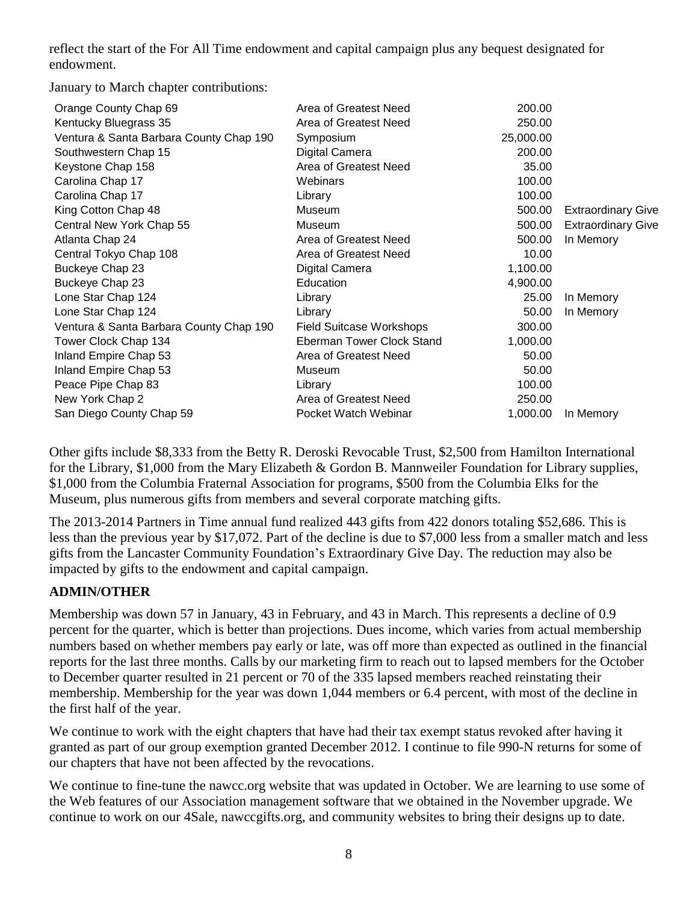reflect the start of the For All Time endowment and capital campaign plus any bequest designated for endowment.

January to March chapter contributions:

| | | | |
|---|---|---|---|
| Orange County Chap 69 | Area of Greatest Need | 200.00 | |
| Kentucky Bluegrass 35 | Area of Greatest Need | 250.00 | |
| Ventura & Santa Barbara County Chap 190 | Symposium | 25,000.00 | |
| Southwestern Chap 15 | Digital Camera | 200.00 | |
| Keystone Chap 158 | Area of Greatest Need | 35.00 | |
| Carolina Chap 17 | Webinars | 100.00 | |
| Carolina Chap 17 | Library | 100.00 | |
| King Cotton Chap 48 | Museum | 500.00 | Extraordinary Give |
| Central New York Chap 55 | Museum | 500.00 | Extraordinary Give |
| Atlanta Chap 24 | Area of Greatest Need | 500.00 | In Memory |
| Central Tokyo Chap 108 | Area of Greatest Need | 10.00 | |
| Buckeye Chap 23 | Digital Camera | 1,100.00 | |
| Buckeye Chap 23 | Education | 4,900.00 | |
| Lone Star Chap 124 | Library | 25.00 | In Memory |
| Lone Star Chap 124 | Library | 50.00 | In Memory |
| Ventura & Santa Barbara County Chap 190 | Field Suitcase Workshops | 300.00 | |
| Tower Clock Chap 134 | Eberman Tower Clock Stand | 1,000.00 | |
| Inland Empire Chap 53 | Area of Greatest Need | 50.00 | |
| Inland Empire Chap 53 | Museum | 50.00 | |
| Peace Pipe Chap 83 | Library | 100.00 | |
| New York Chap 2 | Area of Greatest Need | 250.00 | |
| San Diego County Chap 59 | Pocket Watch Webinar | 1,000.00 | In Memory |

Other gifts include $8,333 from the Betty R. Deroski Revocable Trust, $2,500 from Hamilton International for the Library, $1,000 from the Mary Elizabeth & Gordon B. Mannweiler Foundation for Library supplies, $1,000 from the Columbia Fraternal Association for programs, $500 from the Columbia Elks for the Museum, plus numerous gifts from members and several corporate matching gifts.

The 2013-2014 Partners in Time annual fund realized 443 gifts from 422 donors totaling $52,686. This is less than the previous year by $17,072. Part of the decline is due to $7,000 less from a smaller match and less gifts from the Lancaster Community Foundation's Extraordinary Give Day. The reduction may also be impacted by gifts to the endowment and capital campaign.

## ADMIN/OTHER

Membership was down 57 in January, 43 in February, and 43 in March. This represents a decline of 0.9 percent for the quarter, which is better than projections. Dues income, which varies from actual membership numbers based on whether members pay early or late, was off more than expected as outlined in the financial reports for the last three months. Calls by our marketing firm to reach out to lapsed members for the October to December quarter resulted in 21 percent or 70 of the 335 lapsed members reached reinstating their membership. Membership for the year was down 1,044 members or 6.4 percent, with most of the decline in the first half of the year.

We continue to work with the eight chapters that have had their tax exempt status revoked after having it granted as part of our group exemption granted December 2012. I continue to file 990-N returns for some of our chapters that have not been affected by the revocations.

We continue to fine-tune the nawcc.org website that was updated in October. We are learning to use some of the Web features of our Association management software that we obtained in the November upgrade. We continue to work on our 4Sale, nawccgifts.org, and community websites to bring their designs up to date.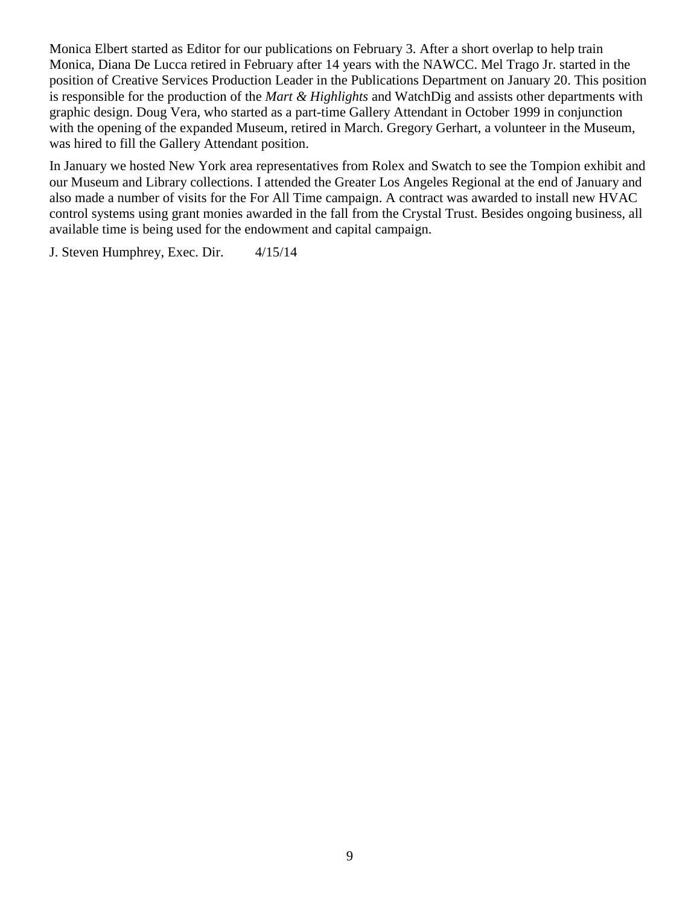Monica Elbert started as Editor for our publications on February 3. After a short overlap to help train Monica, Diana De Lucca retired in February after 14 years with the NAWCC. Mel Trago Jr. started in the position of Creative Services Production Leader in the Publications Department on January 20. This position is responsible for the production of the *Mart & Highlights* and WatchDig and assists other departments with graphic design. Doug Vera, who started as a part-time Gallery Attendant in October 1999 in conjunction with the opening of the expanded Museum, retired in March. Gregory Gerhart, a volunteer in the Museum, was hired to fill the Gallery Attendant position.

In January we hosted New York area representatives from Rolex and Swatch to see the Tompion exhibit and our Museum and Library collections. I attended the Greater Los Angeles Regional at the end of January and also made a number of visits for the For All Time campaign. A contract was awarded to install new HVAC control systems using grant monies awarded in the fall from the Crystal Trust. Besides ongoing business, all available time is being used for the endowment and capital campaign.

J. Steven Humphrey, Exec. Dir. 4/15/14